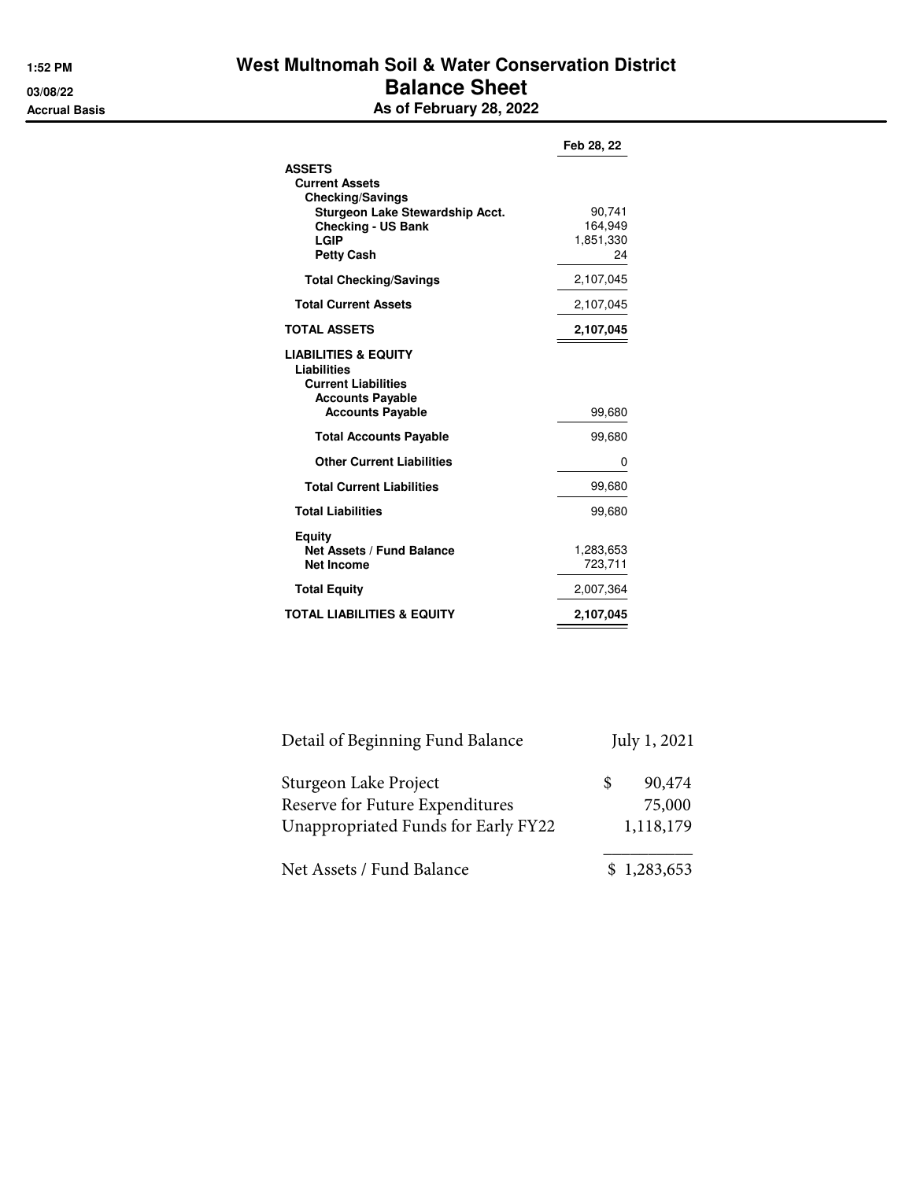# West Multnomah Soil & Water Conservation District

## Balance Sheet

### As of February 28, 2022

1:52 PM
03/08/22
Accrual Basis

| | Feb 28, 22 |
|---|---|
| **ASSETS** | |
| **Current Assets** | |
| **Checking/Savings** | |
| **Sturgeon Lake Stewardship Acct.** | 90,741 |
| **Checking - US Bank** | 164,949 |
| **LGIP** | 1,851,330 |
| **Petty Cash** | 24 |
| **Total Checking/Savings** | 2,107,045 |
| **Total Current Assets** | 2,107,045 |
| **TOTAL ASSETS** | **2,107,045** |
| **LIABILITIES & EQUITY** | |
| **Liabilities** | |
| **Current Liabilities** | |
| **Accounts Payable** | |
| **Accounts Payable** | 99,680 |
| **Total Accounts Payable** | 99,680 |
| **Other Current Liabilities** | 0 |
| **Total Current Liabilities** | 99,680 |
| **Total Liabilities** | 99,680 |
| **Equity** | |
| **Net Assets / Fund Balance** | 1,283,653 |
| **Net Income** | 723,711 |
| **Total Equity** | 2,007,364 |
| **TOTAL LIABILITIES & EQUITY** | **2,107,045** |

| Detail of Beginning Fund Balance | July 1, 2021 |
|---|---|
| Sturgeon Lake Project | $ 90,474 |
| Reserve for Future Expenditures | 75,000 |
| Unappropriated Funds for Early FY22 | 1,118,179 |
| Net Assets / Fund Balance | $ 1,283,653 |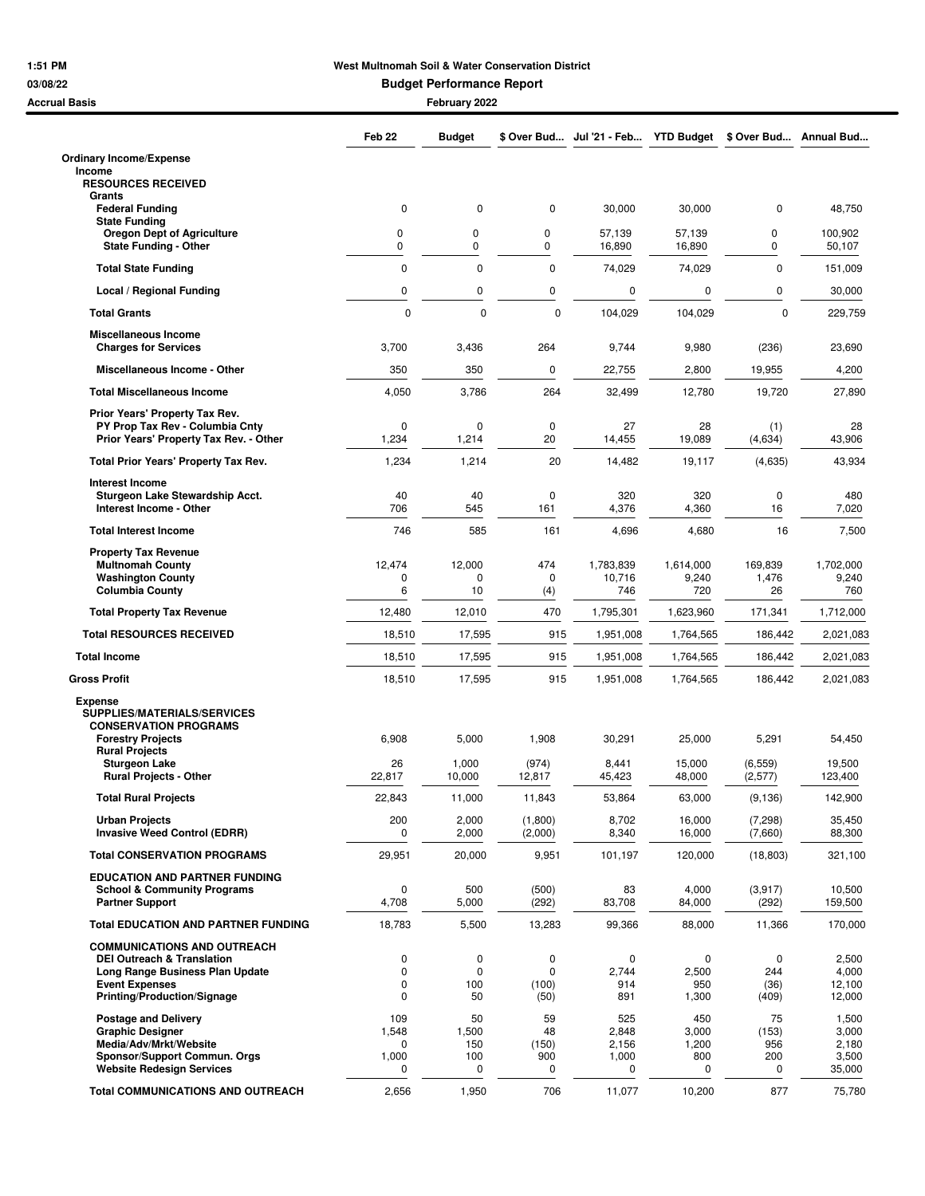**West Multnomah Soil & Water Conservation District**

**Budget Performance Report**

**February 2022**

1:51 PM
03/08/22
Accrual Basis

| | Feb 22 | Budget | $ Over Bud... | Jul '21 - Feb... | YTD Budget | $ Over Bud... | Annual Bud... |
|---|---|---|---|---|---|---|---|
| **Ordinary Income/Expense** | | | | | | | |
| **Income** | | | | | | | |
| **RESOURCES RECEIVED** | | | | | | | |
| **Grants** | | | | | | | |
| **Federal Funding** | 0 | 0 | 0 | 30,000 | 30,000 | 0 | 48,750 |
| **State Funding** | | | | | | | |
| **Oregon Dept of Agriculture** | 0 | 0 | 0 | 57,139 | 57,139 | 0 | 100,902 |
| **State Funding - Other** | 0 | 0 | 0 | 16,890 | 16,890 | 0 | 50,107 |
| **Total State Funding** | 0 | 0 | 0 | 74,029 | 74,029 | 0 | 151,009 |
| **Local / Regional Funding** | 0 | 0 | 0 | 0 | 0 | 0 | 30,000 |
| **Total Grants** | 0 | 0 | 0 | 104,029 | 104,029 | 0 | 229,759 |
| **Miscellaneous Income** | | | | | | | |
| **Charges for Services** | 3,700 | 3,436 | 264 | 9,744 | 9,980 | (236) | 23,690 |
| **Miscellaneous Income - Other** | 350 | 350 | 0 | 22,755 | 2,800 | 19,955 | 4,200 |
| **Total Miscellaneous Income** | 4,050 | 3,786 | 264 | 32,499 | 12,780 | 19,720 | 27,890 |
| **Prior Years' Property Tax Rev.** | | | | | | | |
| **PY Prop Tax Rev - Columbia Cnty** | 0 | 0 | 0 | 27 | 28 | (1) | 28 |
| **Prior Years' Property Tax Rev. - Other** | 1,234 | 1,214 | 20 | 14,455 | 19,089 | (4,634) | 43,906 |
| **Total Prior Years' Property Tax Rev.** | 1,234 | 1,214 | 20 | 14,482 | 19,117 | (4,635) | 43,934 |
| **Interest Income** | | | | | | | |
| **Sturgeon Lake Stewardship Acct.** | 40 | 40 | 0 | 320 | 320 | 0 | 480 |
| **Interest Income - Other** | 706 | 545 | 161 | 4,376 | 4,360 | 16 | 7,020 |
| **Total Interest Income** | 746 | 585 | 161 | 4,696 | 4,680 | 16 | 7,500 |
| **Property Tax Revenue** | | | | | | | |
| **Multnomah County** | 12,474 | 12,000 | 474 | 1,783,839 | 1,614,000 | 169,839 | 1,702,000 |
| **Washington County** | 0 | 0 | 0 | 10,716 | 9,240 | 1,476 | 9,240 |
| **Columbia County** | 6 | 10 | (4) | 746 | 720 | 26 | 760 |
| **Total Property Tax Revenue** | 12,480 | 12,010 | 470 | 1,795,301 | 1,623,960 | 171,341 | 1,712,000 |
| **Total RESOURCES RECEIVED** | 18,510 | 17,595 | 915 | 1,951,008 | 1,764,565 | 186,442 | 2,021,083 |
| **Total Income** | 18,510 | 17,595 | 915 | 1,951,008 | 1,764,565 | 186,442 | 2,021,083 |
| **Gross Profit** | 18,510 | 17,595 | 915 | 1,951,008 | 1,764,565 | 186,442 | 2,021,083 |
| **Expense** | | | | | | | |
| **SUPPLIES/MATERIALS/SERVICES** | | | | | | | |
| **CONSERVATION PROGRAMS** | | | | | | | |
| **Forestry Projects** | 6,908 | 5,000 | 1,908 | 30,291 | 25,000 | 5,291 | 54,450 |
| **Rural Projects** | | | | | | | |
| **Sturgeon Lake** | 26 | 1,000 | (974) | 8,441 | 15,000 | (6,559) | 19,500 |
| **Rural Projects - Other** | 22,817 | 10,000 | 12,817 | 45,423 | 48,000 | (2,577) | 123,400 |
| **Total Rural Projects** | 22,843 | 11,000 | 11,843 | 53,864 | 63,000 | (9,136) | 142,900 |
| **Urban Projects** | 200 | 2,000 | (1,800) | 8,702 | 16,000 | (7,298) | 35,450 |
| **Invasive Weed Control (EDRR)** | 0 | 2,000 | (2,000) | 8,340 | 16,000 | (7,660) | 88,300 |
| **Total CONSERVATION PROGRAMS** | 29,951 | 20,000 | 9,951 | 101,197 | 120,000 | (18,803) | 321,100 |
| **EDUCATION AND PARTNER FUNDING** | | | | | | | |
| **School & Community Programs** | 0 | 500 | (500) | 83 | 4,000 | (3,917) | 10,500 |
| **Partner Support** | 4,708 | 5,000 | (292) | 83,708 | 84,000 | (292) | 159,500 |
| **Total EDUCATION AND PARTNER FUNDING** | 18,783 | 5,500 | 13,283 | 99,366 | 88,000 | 11,366 | 170,000 |
| **COMMUNICATIONS AND OUTREACH** | | | | | | | |
| **DEI Outreach & Translation** | 0 | 0 | 0 | 0 | 0 | 0 | 2,500 |
| **Long Range Business Plan Update** | 0 | 0 | 0 | 2,744 | 2,500 | 244 | 4,000 |
| **Event Expenses** | 0 | 100 | (100) | 914 | 950 | (36) | 12,100 |
| **Printing/Production/Signage** | 0 | 50 | (50) | 891 | 1,300 | (409) | 12,000 |
| **Postage and Delivery** | 109 | 50 | 59 | 525 | 450 | 75 | 1,500 |
| **Graphic Designer** | 1,548 | 1,500 | 48 | 2,848 | 3,000 | (153) | 3,000 |
| **Media/Adv/Mrkt/Website** | 0 | 150 | (150) | 2,156 | 1,200 | 956 | 2,180 |
| **Sponsor/Support Commun. Orgs** | 1,000 | 100 | 900 | 1,000 | 800 | 200 | 3,500 |
| **Website Redesign Services** | 0 | 0 | 0 | 0 | 0 | 0 | 35,000 |
| **Total COMMUNICATIONS AND OUTREACH** | 2,656 | 1,950 | 706 | 11,077 | 10,200 | 877 | 75,780 |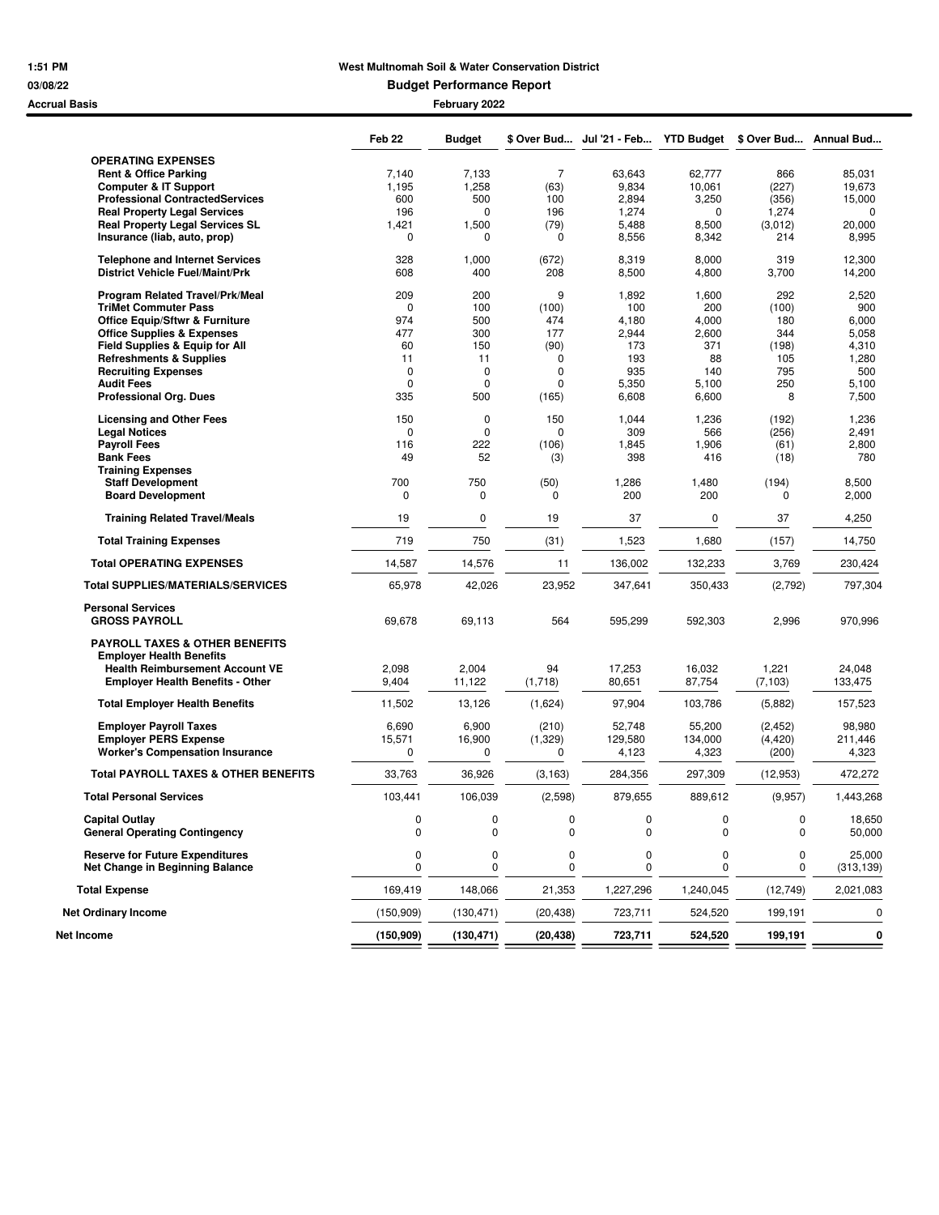1:51 PM

03/08/22

Accrual Basis

**West Multnomah Soil & Water Conservation District**

**Budget Performance Report**

**February 2022**

| | Feb 22 | Budget | $ Over Bud... | Jul '21 - Feb... | YTD Budget | $ Over Bud... | Annual Bud... |
|---|---|---|---|---|---|---|---|
| **OPERATING EXPENSES** | | | | | | | |
| **Rent & Office Parking** | 7,140 | 7,133 | 7 | 63,643 | 62,777 | 866 | 85,031 |
| **Computer & IT Support** | 1,195 | 1,258 | (63) | 9,834 | 10,061 | (227) | 19,673 |
| **Professional ContractedServices** | 600 | 500 | 100 | 2,894 | 3,250 | (356) | 15,000 |
| **Real Property Legal Services** | 196 | 0 | 196 | 1,274 | 0 | 1,274 | 0 |
| **Real Property Legal Services SL** | 1,421 | 1,500 | (79) | 5,488 | 8,500 | (3,012) | 20,000 |
| **Insurance (liab, auto, prop)** | 0 | 0 | 0 | 8,556 | 8,342 | 214 | 8,995 |
| **Telephone and Internet Services** | 328 | 1,000 | (672) | 8,319 | 8,000 | 319 | 12,300 |
| **District Vehicle Fuel/Maint/Prk** | 608 | 400 | 208 | 8,500 | 4,800 | 3,700 | 14,200 |
| **Program Related Travel/Prk/Meal** | 209 | 200 | 9 | 1,892 | 1,600 | 292 | 2,520 |
| **TriMet Commuter Pass** | 0 | 100 | (100) | 100 | 200 | (100) | 900 |
| **Office Equip/Sftwr & Furniture** | 974 | 500 | 474 | 4,180 | 4,000 | 180 | 6,000 |
| **Office Supplies & Expenses** | 477 | 300 | 177 | 2,944 | 2,600 | 344 | 5,058 |
| **Field Supplies & Equip for All** | 60 | 150 | (90) | 173 | 371 | (198) | 4,310 |
| **Refreshments & Supplies** | 11 | 11 | 0 | 193 | 88 | 105 | 1,280 |
| **Recruiting Expenses** | 0 | 0 | 0 | 935 | 140 | 795 | 500 |
| **Audit Fees** | 0 | 0 | 0 | 5,350 | 5,100 | 250 | 5,100 |
| **Professional Org. Dues** | 335 | 500 | (165) | 6,608 | 6,600 | 8 | 7,500 |
| **Licensing and Other Fees** | 150 | 0 | 150 | 1,044 | 1,236 | (192) | 1,236 |
| **Legal Notices** | 0 | 0 | 0 | 309 | 566 | (256) | 2,491 |
| **Payroll Fees** | 116 | 222 | (106) | 1,845 | 1,906 | (61) | 2,800 |
| **Bank Fees** | 49 | 52 | (3) | 398 | 416 | (18) | 780 |
| **Training Expenses** | | | | | | | |
| **Staff Development** | 700 | 750 | (50) | 1,286 | 1,480 | (194) | 8,500 |
| **Board Development** | 0 | 0 | 0 | 200 | 200 | 0 | 2,000 |
| **Training Related Travel/Meals** | 19 | 0 | 19 | 37 | 0 | 37 | 4,250 |
| **Total Training Expenses** | 719 | 750 | (31) | 1,523 | 1,680 | (157) | 14,750 |
| **Total OPERATING EXPENSES** | 14,587 | 14,576 | 11 | 136,002 | 132,233 | 3,769 | 230,424 |
| **Total SUPPLIES/MATERIALS/SERVICES** | 65,978 | 42,026 | 23,952 | 347,641 | 350,433 | (2,792) | 797,304 |
| **Personal Services** | | | | | | | |
| **GROSS PAYROLL** | 69,678 | 69,113 | 564 | 595,299 | 592,303 | 2,996 | 970,996 |
| **PAYROLL TAXES & OTHER BENEFITS** | | | | | | | |
| **Employer Health Benefits** | | | | | | | |
| **Health Reimbursement Account VE** | 2,098 | 2,004 | 94 | 17,253 | 16,032 | 1,221 | 24,048 |
| **Employer Health Benefits - Other** | 9,404 | 11,122 | (1,718) | 80,651 | 87,754 | (7,103) | 133,475 |
| **Total Employer Health Benefits** | 11,502 | 13,126 | (1,624) | 97,904 | 103,786 | (5,882) | 157,523 |
| **Employer Payroll Taxes** | 6,690 | 6,900 | (210) | 52,748 | 55,200 | (2,452) | 98,980 |
| **Employer PERS Expense** | 15,571 | 16,900 | (1,329) | 129,580 | 134,000 | (4,420) | 211,446 |
| **Worker's Compensation Insurance** | 0 | 0 | 0 | 4,123 | 4,323 | (200) | 4,323 |
| **Total PAYROLL TAXES & OTHER BENEFITS** | 33,763 | 36,926 | (3,163) | 284,356 | 297,309 | (12,953) | 472,272 |
| **Total Personal Services** | 103,441 | 106,039 | (2,598) | 879,655 | 889,612 | (9,957) | 1,443,268 |
| **Capital Outlay** | 0 | 0 | 0 | 0 | 0 | 0 | 18,650 |
| **General Operating Contingency** | 0 | 0 | 0 | 0 | 0 | 0 | 50,000 |
| **Reserve for Future Expenditures** | 0 | 0 | 0 | 0 | 0 | 0 | 25,000 |
| **Net Change in Beginning Balance** | 0 | 0 | 0 | 0 | 0 | 0 | (313,139) |
| **Total Expense** | 169,419 | 148,066 | 21,353 | 1,227,296 | 1,240,045 | (12,749) | 2,021,083 |
| **Net Ordinary Income** | (150,909) | (130,471) | (20,438) | 723,711 | 524,520 | 199,191 | 0 |
| **Net Income** | **(150,909)** | **(130,471)** | **(20,438)** | **723,711** | **524,520** | **199,191** | **0** |